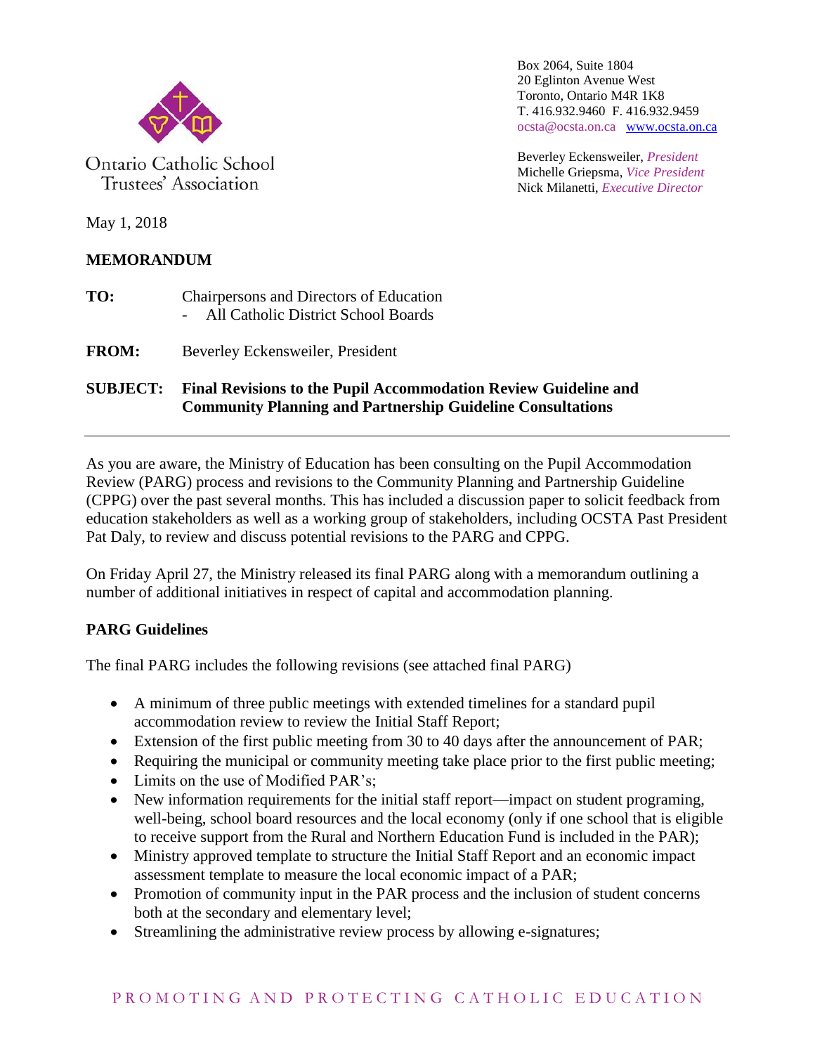Ontario Catholic School Trustees' Association

Box 2064, Suite 1804
20 Eglinton Avenue West
Toronto, Ontario M4R 1K8
T. 416.932.9460 F. 416.932.9459
ocsta@ocsta.on.ca www.ocsta.on.ca

Beverley Eckensweiler, *President*
Michelle Griepsma, *Vice President*
Nick Milanetti, *Executive Director*

May 1, 2018

**MEMORANDUM**

**TO:** Chairpersons and Directors of Education
- All Catholic District School Boards

**FROM:** Beverley Eckensweiler, President

**SUBJECT: Final Revisions to the Pupil Accommodation Review Guideline and Community Planning and Partnership Guideline Consultations**

---

As you are aware, the Ministry of Education has been consulting on the Pupil Accommodation Review (PARG) process and revisions to the Community Planning and Partnership Guideline (CPPG) over the past several months. This has included a discussion paper to solicit feedback from education stakeholders as well as a working group of stakeholders, including OCSTA Past President Pat Daly, to review and discuss potential revisions to the PARG and CPPG.

On Friday April 27, the Ministry released its final PARG along with a memorandum outlining a number of additional initiatives in respect of capital and accommodation planning.

**PARG Guidelines**

The final PARG includes the following revisions (see attached final PARG)

- A minimum of three public meetings with extended timelines for a standard pupil accommodation review to review the Initial Staff Report;
- Extension of the first public meeting from 30 to 40 days after the announcement of PAR;
- Requiring the municipal or community meeting take place prior to the first public meeting;
- Limits on the use of Modified PAR's;
- New information requirements for the initial staff report—impact on student programing, well-being, school board resources and the local economy (only if one school that is eligible to receive support from the Rural and Northern Education Fund is included in the PAR);
- Ministry approved template to structure the Initial Staff Report and an economic impact assessment template to measure the local economic impact of a PAR;
- Promotion of community input in the PAR process and the inclusion of student concerns both at the secondary and elementary level;
- Streamlining the administrative review process by allowing e-signatures;

PROMOTING AND PROTECTING CATHOLIC EDUCATION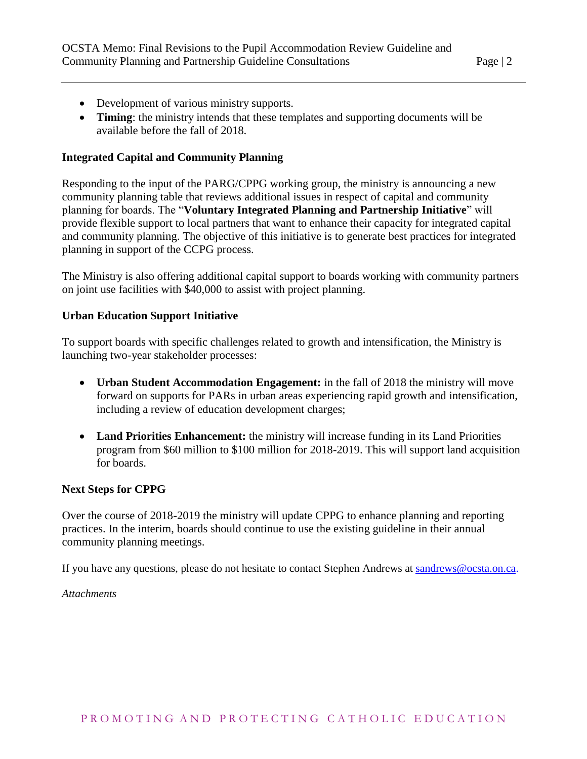- Development of various ministry supports.
- **Timing**: the ministry intends that these templates and supporting documents will be available before the fall of 2018.

**Integrated Capital and Community Planning**

Responding to the input of the PARG/CPPG working group, the ministry is announcing a new community planning table that reviews additional issues in respect of capital and community planning for boards. The "**Voluntary Integrated Planning and Partnership Initiative**" will provide flexible support to local partners that want to enhance their capacity for integrated capital and community planning. The objective of this initiative is to generate best practices for integrated planning in support of the CCPG process.

The Ministry is also offering additional capital support to boards working with community partners on joint use facilities with $40,000 to assist with project planning.

**Urban Education Support Initiative**

To support boards with specific challenges related to growth and intensification, the Ministry is launching two-year stakeholder processes:

- **Urban Student Accommodation Engagement:** in the fall of 2018 the ministry will move forward on supports for PARs in urban areas experiencing rapid growth and intensification, including a review of education development charges;

- **Land Priorities Enhancement:** the ministry will increase funding in its Land Priorities program from $60 million to $100 million for 2018-2019. This will support land acquisition for boards.

**Next Steps for CPPG**

Over the course of 2018-2019 the ministry will update CPPG to enhance planning and reporting practices. In the interim, boards should continue to use the existing guideline in their annual community planning meetings.

If you have any questions, please do not hesitate to contact Stephen Andrews at sandrews@ocsta.on.ca.

*Attachments*